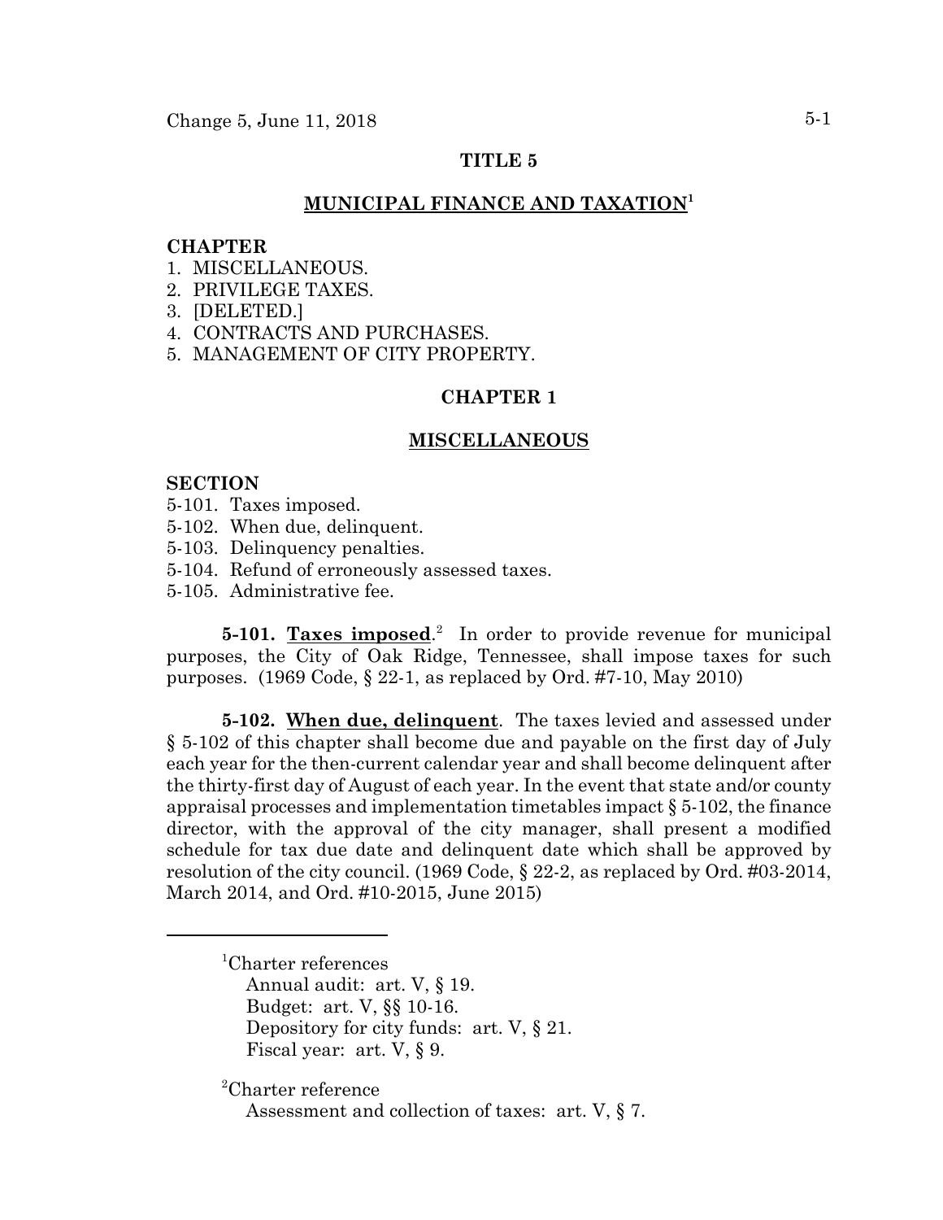# TITLE 5

## MUNICIPAL FINANCE AND TAXATION[1]

**CHAPTER**

1. MISCELLANEOUS.
2. PRIVILEGE TAXES.
3. [DELETED.]
4. CONTRACTS AND PURCHASES.
5. MANAGEMENT OF CITY PROPERTY.

## CHAPTER 1

## MISCELLANEOUS

**SECTION**

5-101. Taxes imposed.
5-102. When due, delinquent.
5-103. Delinquency penalties.
5-104. Refund of erroneously assessed taxes.
5-105. Administrative fee.

**5-101. Taxes imposed**.[2] In order to provide revenue for municipal purposes, the City of Oak Ridge, Tennessee, shall impose taxes for such purposes. (1969 Code, § 22-1, as replaced by Ord. #7-10, May 2010)

**5-102. When due, delinquent**. The taxes levied and assessed under § 5-102 of this chapter shall become due and payable on the first day of July each year for the then-current calendar year and shall become delinquent after the thirty-first day of August of each year. In the event that state and/or county appraisal processes and implementation timetables impact § 5-102, the finance director, with the approval of the city manager, shall present a modified schedule for tax due date and delinquent date which shall be approved by resolution of the city council. (1969 Code, § 22-2, as replaced by Ord. #03-2014, March 2014, and Ord. #10-2015, June 2015)

---

[1]Charter references
Annual audit: art. V, § 19.
Budget: art. V, §§ 10-16.
Depository for city funds: art. V, § 21.
Fiscal year: art. V, § 9.

[2]Charter reference
Assessment and collection of taxes: art. V, § 7.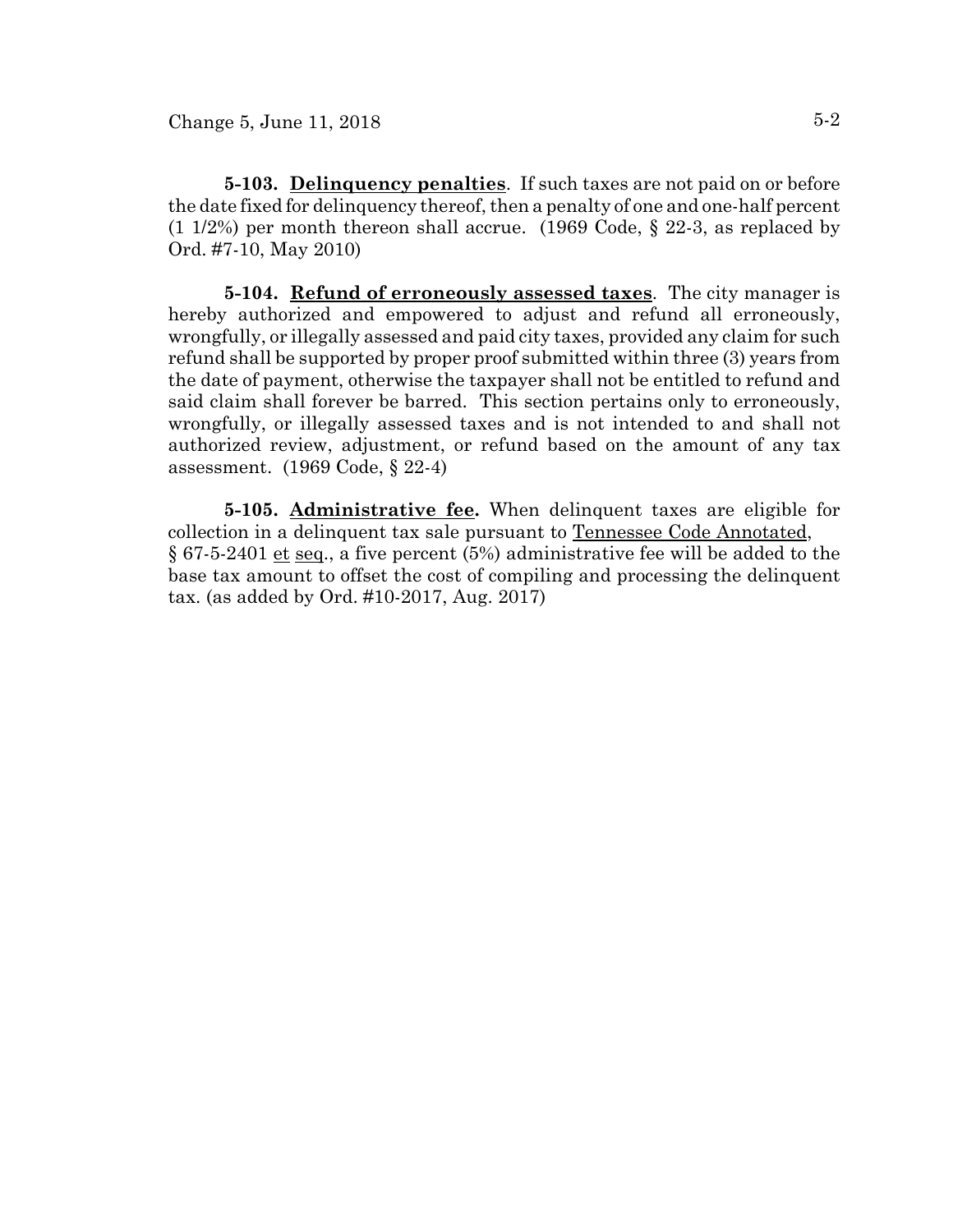**5-103. Delinquency penalties**. If such taxes are not paid on or before the date fixed for delinquency thereof, then a penalty of one and one-half percent (1 1/2%) per month thereon shall accrue. (1969 Code, § 22-3, as replaced by Ord. #7-10, May 2010)

**5-104. Refund of erroneously assessed taxes**. The city manager is hereby authorized and empowered to adjust and refund all erroneously, wrongfully, or illegally assessed and paid city taxes, provided any claim for such refund shall be supported by proper proof submitted within three (3) years from the date of payment, otherwise the taxpayer shall not be entitled to refund and said claim shall forever be barred. This section pertains only to erroneously, wrongfully, or illegally assessed taxes and is not intended to and shall not authorized review, adjustment, or refund based on the amount of any tax assessment. (1969 Code, § 22-4)

**5-105. Administrative fee.** When delinquent taxes are eligible for collection in a delinquent tax sale pursuant to Tennessee Code Annotated, § 67-5-2401 et seq., a five percent (5%) administrative fee will be added to the base tax amount to offset the cost of compiling and processing the delinquent tax. (as added by Ord. #10-2017, Aug. 2017)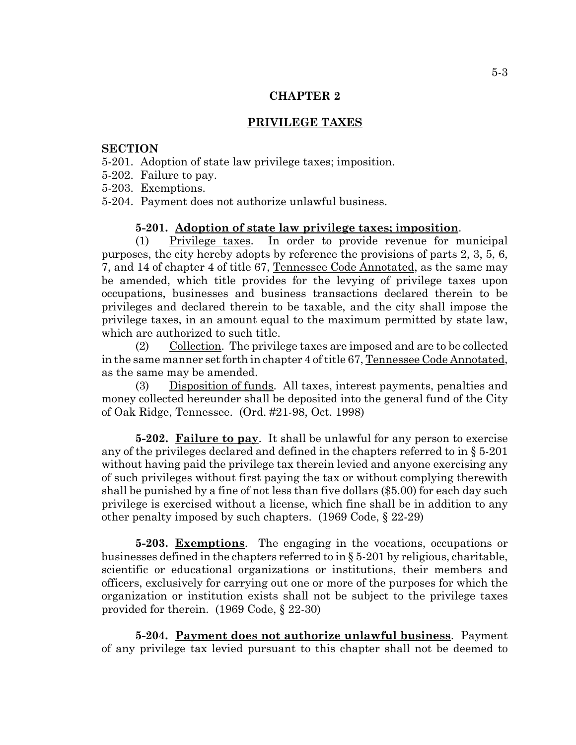## CHAPTER 2

## PRIVILEGE TAXES

**SECTION**

5-201. Adoption of state law privilege taxes; imposition.
5-202. Failure to pay.
5-203. Exemptions.
5-204. Payment does not authorize unlawful business.

**5-201. Adoption of state law privilege taxes; imposition.**

(1) Privilege taxes. In order to provide revenue for municipal purposes, the city hereby adopts by reference the provisions of parts 2, 3, 5, 6, 7, and 14 of chapter 4 of title 67, Tennessee Code Annotated, as the same may be amended, which title provides for the levying of privilege taxes upon occupations, businesses and business transactions declared therein to be privileges and declared therein to be taxable, and the city shall impose the privilege taxes, in an amount equal to the maximum permitted by state law, which are authorized to such title.

(2) Collection. The privilege taxes are imposed and are to be collected in the same manner set forth in chapter 4 of title 67, Tennessee Code Annotated, as the same may be amended.

(3) Disposition of funds. All taxes, interest payments, penalties and money collected hereunder shall be deposited into the general fund of the City of Oak Ridge, Tennessee. (Ord. #21-98, Oct. 1998)

**5-202. Failure to pay.** It shall be unlawful for any person to exercise any of the privileges declared and defined in the chapters referred to in § 5-201 without having paid the privilege tax therein levied and anyone exercising any of such privileges without first paying the tax or without complying therewith shall be punished by a fine of not less than five dollars ($5.00) for each day such privilege is exercised without a license, which fine shall be in addition to any other penalty imposed by such chapters. (1969 Code, § 22-29)

**5-203. Exemptions.** The engaging in the vocations, occupations or businesses defined in the chapters referred to in § 5-201 by religious, charitable, scientific or educational organizations or institutions, their members and officers, exclusively for carrying out one or more of the purposes for which the organization or institution exists shall not be subject to the privilege taxes provided for therein. (1969 Code, § 22-30)

**5-204. Payment does not authorize unlawful business.** Payment of any privilege tax levied pursuant to this chapter shall not be deemed to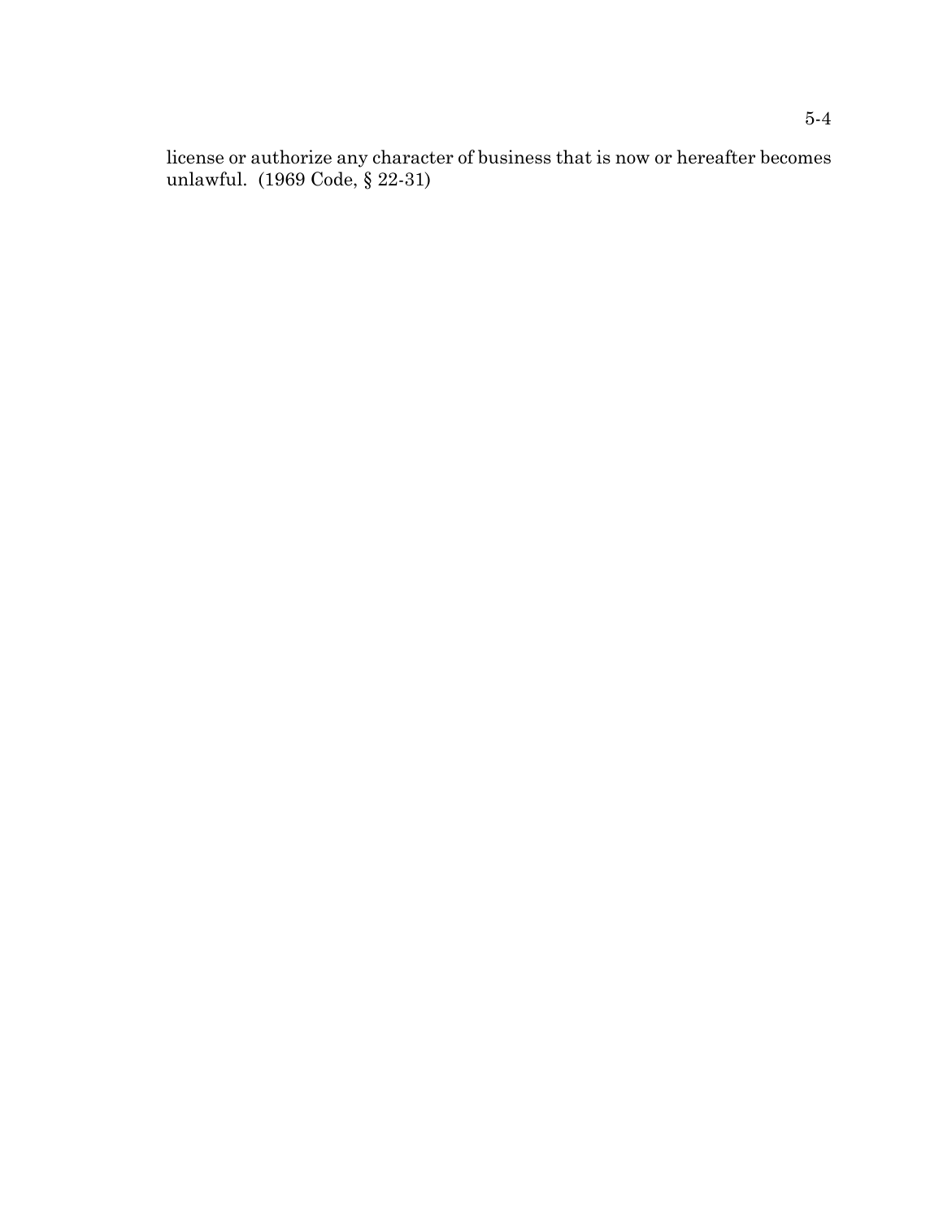license or authorize any character of business that is now or hereafter becomes unlawful. (1969 Code, § 22-31)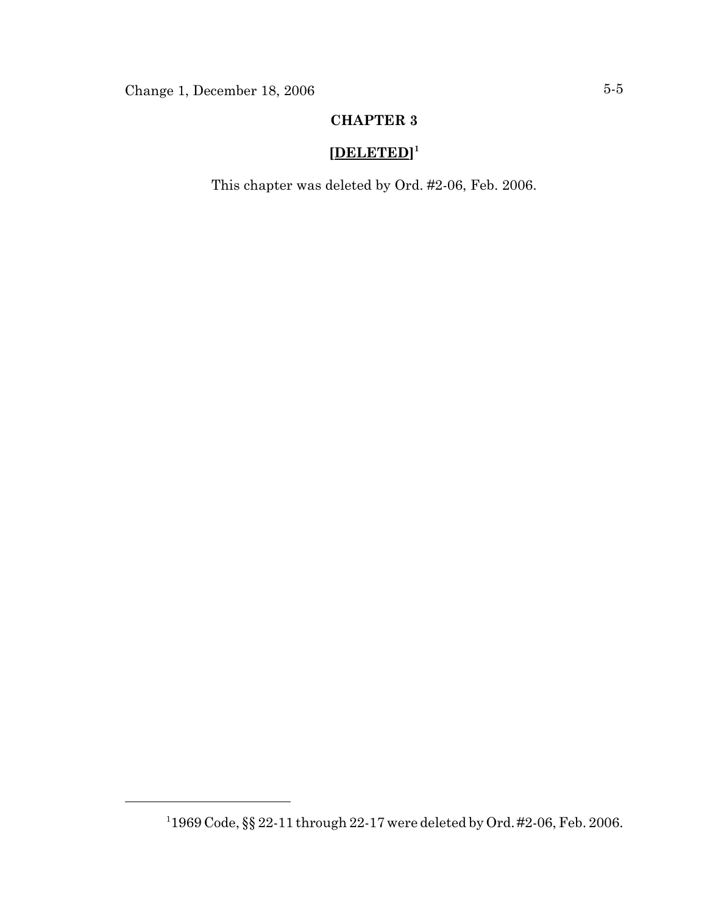# CHAPTER 3

## **[DELETED]**[1]

This chapter was deleted by Ord. #2-06, Feb. 2006.

---

[1] 1969 Code, §§ 22-11 through 22-17 were deleted by Ord. #2-06, Feb. 2006.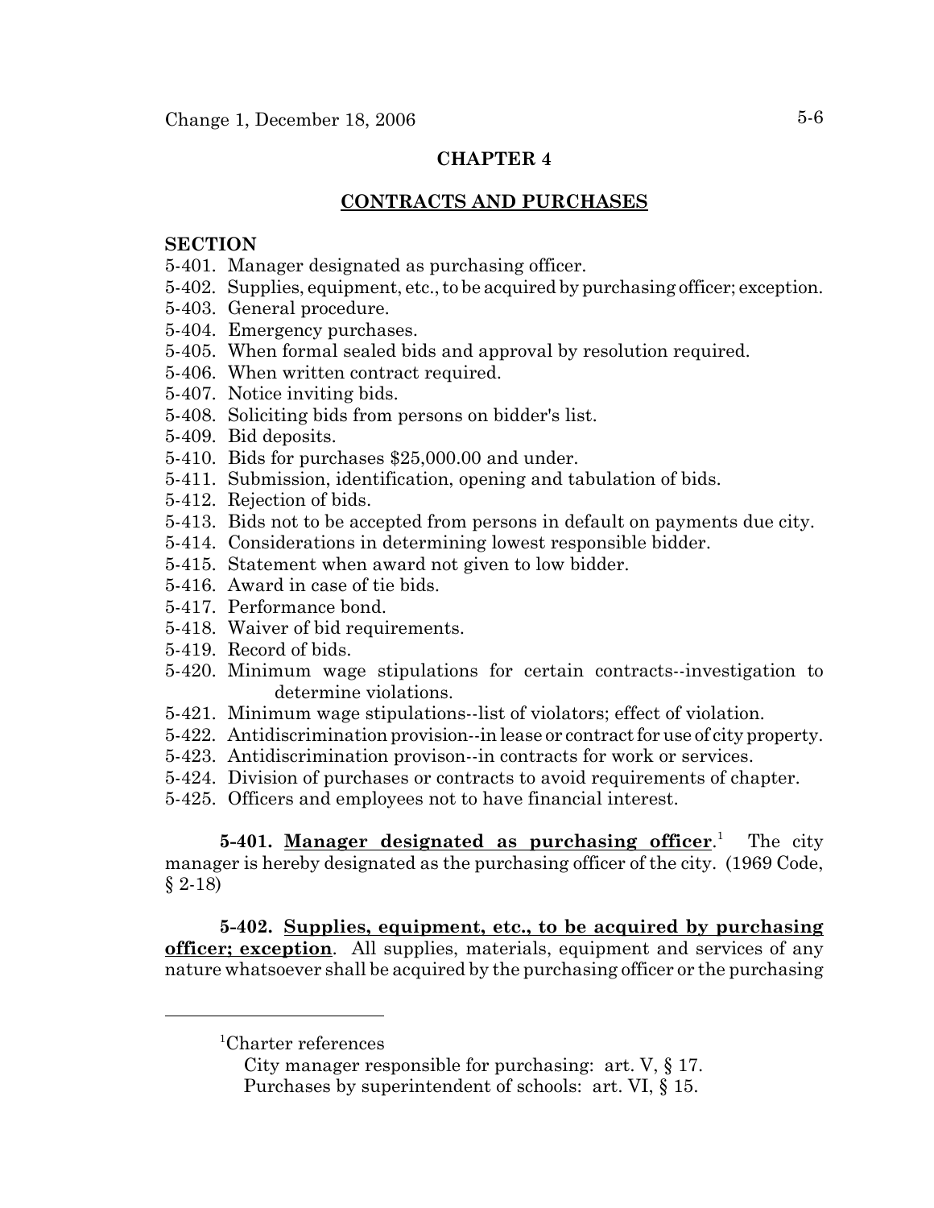Change 1, December 18, 2006

## CHAPTER 4

## CONTRACTS AND PURCHASES

**SECTION**

5-401. Manager designated as purchasing officer.
5-402. Supplies, equipment, etc., to be acquired by purchasing officer; exception.
5-403. General procedure.
5-404. Emergency purchases.
5-405. When formal sealed bids and approval by resolution required.
5-406. When written contract required.
5-407. Notice inviting bids.
5-408. Soliciting bids from persons on bidder's list.
5-409. Bid deposits.
5-410. Bids for purchases $25,000.00 and under.
5-411. Submission, identification, opening and tabulation of bids.
5-412. Rejection of bids.
5-413. Bids not to be accepted from persons in default on payments due city.
5-414. Considerations in determining lowest responsible bidder.
5-415. Statement when award not given to low bidder.
5-416. Award in case of tie bids.
5-417. Performance bond.
5-418. Waiver of bid requirements.
5-419. Record of bids.
5-420. Minimum wage stipulations for certain contracts--investigation to determine violations.
5-421. Minimum wage stipulations--list of violators; effect of violation.
5-422. Antidiscrimination provision--in lease or contract for use of city property.
5-423. Antidiscrimination provison--in contracts for work or services.
5-424. Division of purchases or contracts to avoid requirements of chapter.
5-425. Officers and employees not to have financial interest.

**5-401. Manager designated as purchasing officer**.[1] The city manager is hereby designated as the purchasing officer of the city. (1969 Code, § 2-18)

**5-402. Supplies, equipment, etc., to be acquired by purchasing officer; exception**. All supplies, materials, equipment and services of any nature whatsoever shall be acquired by the purchasing officer or the purchasing

---

[1]Charter references

City manager responsible for purchasing: art. V, § 17.

Purchases by superintendent of schools: art. VI, § 15.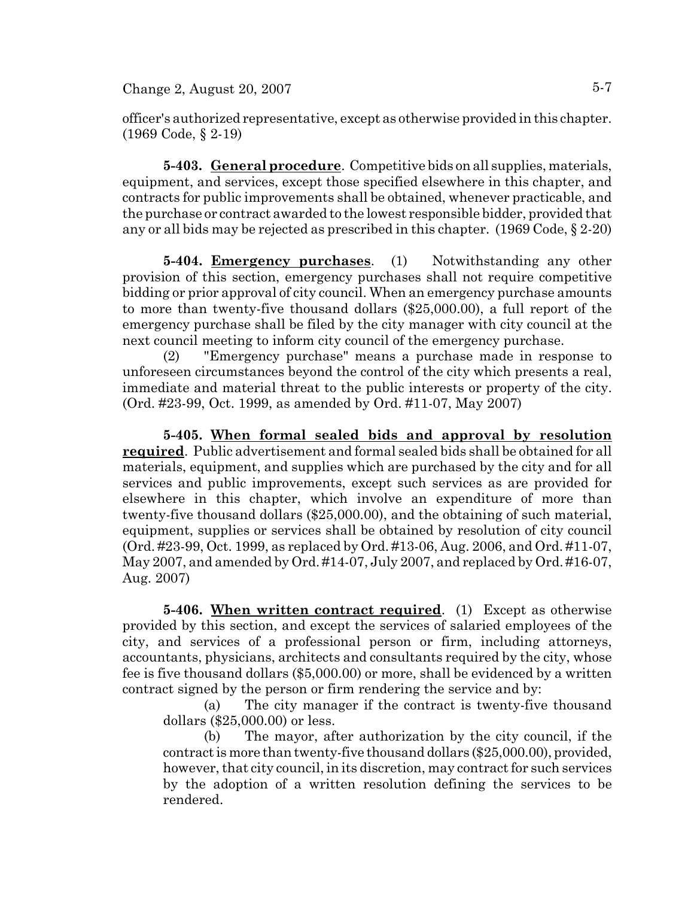officer's authorized representative, except as otherwise provided in this chapter. (1969 Code, § 2-19)

**5-403. General procedure**. Competitive bids on all supplies, materials, equipment, and services, except those specified elsewhere in this chapter, and contracts for public improvements shall be obtained, whenever practicable, and the purchase or contract awarded to the lowest responsible bidder, provided that any or all bids may be rejected as prescribed in this chapter. (1969 Code, § 2-20)

**5-404. Emergency purchases**. (1) Notwithstanding any other provision of this section, emergency purchases shall not require competitive bidding or prior approval of city council. When an emergency purchase amounts to more than twenty-five thousand dollars ($25,000.00), a full report of the emergency purchase shall be filed by the city manager with city council at the next council meeting to inform city council of the emergency purchase.

(2) "Emergency purchase" means a purchase made in response to unforeseen circumstances beyond the control of the city which presents a real, immediate and material threat to the public interests or property of the city. (Ord. #23-99, Oct. 1999, as amended by Ord. #11-07, May 2007)

**5-405. When formal sealed bids and approval by resolution required**. Public advertisement and formal sealed bids shall be obtained for all materials, equipment, and supplies which are purchased by the city and for all services and public improvements, except such services as are provided for elsewhere in this chapter, which involve an expenditure of more than twenty-five thousand dollars ($25,000.00), and the obtaining of such material, equipment, supplies or services shall be obtained by resolution of city council (Ord. #23-99, Oct. 1999, as replaced by Ord. #13-06, Aug. 2006, and Ord. #11-07, May 2007, and amended by Ord. #14-07, July 2007, and replaced by Ord. #16-07, Aug. 2007)

**5-406. When written contract required**. (1) Except as otherwise provided by this section, and except the services of salaried employees of the city, and services of a professional person or firm, including attorneys, accountants, physicians, architects and consultants required by the city, whose fee is five thousand dollars ($5,000.00) or more, shall be evidenced by a written contract signed by the person or firm rendering the service and by:

(a) The city manager if the contract is twenty-five thousand dollars ($25,000.00) or less.

(b) The mayor, after authorization by the city council, if the contract is more than twenty-five thousand dollars ($25,000.00), provided, however, that city council, in its discretion, may contract for such services by the adoption of a written resolution defining the services to be rendered.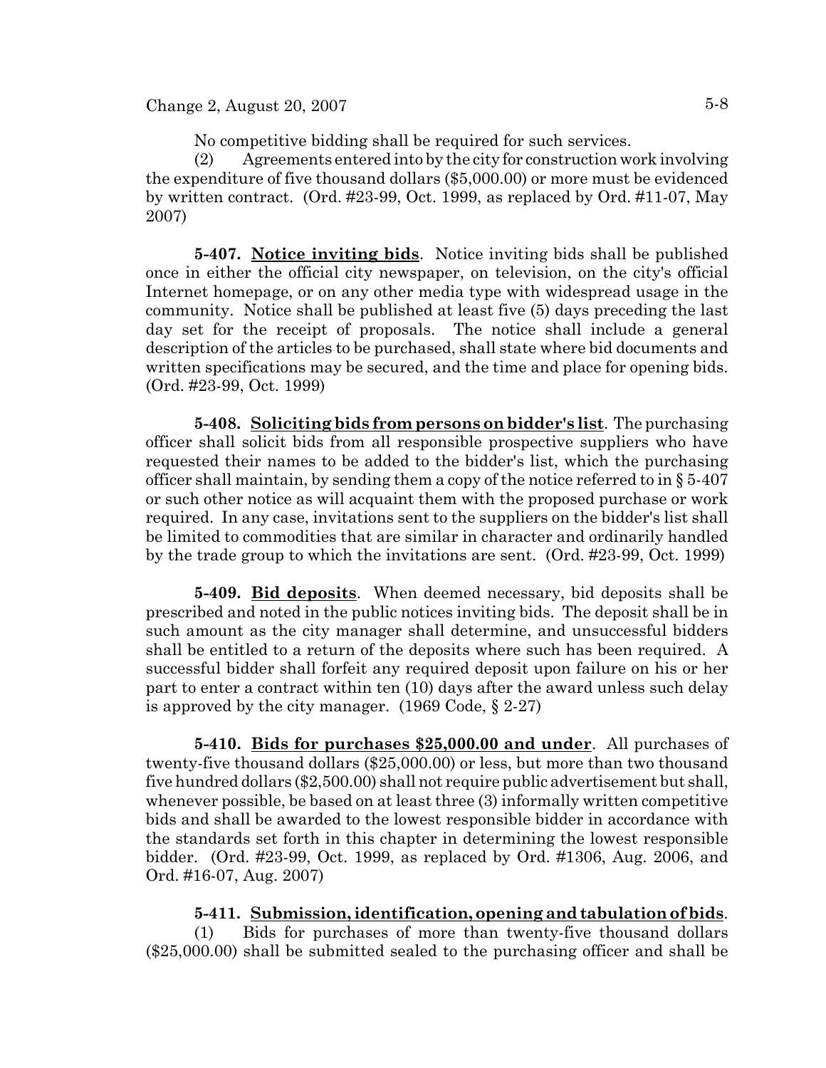No competitive bidding shall be required for such services.

(2) Agreements entered into by the city for construction work involving the expenditure of five thousand dollars ($5,000.00) or more must be evidenced by written contract. (Ord. #23-99, Oct. 1999, as replaced by Ord. #11-07, May 2007)

**5-407. Notice inviting bids**. Notice inviting bids shall be published once in either the official city newspaper, on television, on the city's official Internet homepage, or on any other media type with widespread usage in the community. Notice shall be published at least five (5) days preceding the last day set for the receipt of proposals. The notice shall include a general description of the articles to be purchased, shall state where bid documents and written specifications may be secured, and the time and place for opening bids. (Ord. #23-99, Oct. 1999)

**5-408. Soliciting bids from persons on bidder's list**. The purchasing officer shall solicit bids from all responsible prospective suppliers who have requested their names to be added to the bidder's list, which the purchasing officer shall maintain, by sending them a copy of the notice referred to in § 5-407 or such other notice as will acquaint them with the proposed purchase or work required. In any case, invitations sent to the suppliers on the bidder's list shall be limited to commodities that are similar in character and ordinarily handled by the trade group to which the invitations are sent. (Ord. #23-99, Oct. 1999)

**5-409. Bid deposits**. When deemed necessary, bid deposits shall be prescribed and noted in the public notices inviting bids. The deposit shall be in such amount as the city manager shall determine, and unsuccessful bidders shall be entitled to a return of the deposits where such has been required. A successful bidder shall forfeit any required deposit upon failure on his or her part to enter a contract within ten (10) days after the award unless such delay is approved by the city manager. (1969 Code, § 2-27)

**5-410. Bids for purchases $25,000.00 and under**. All purchases of twenty-five thousand dollars ($25,000.00) or less, but more than two thousand five hundred dollars ($2,500.00) shall not require public advertisement but shall, whenever possible, be based on at least three (3) informally written competitive bids and shall be awarded to the lowest responsible bidder in accordance with the standards set forth in this chapter in determining the lowest responsible bidder. (Ord. #23-99, Oct. 1999, as replaced by Ord. #1306, Aug. 2006, and Ord. #16-07, Aug. 2007)

**5-411. Submission, identification, opening and tabulation of bids**.

(1) Bids for purchases of more than twenty-five thousand dollars ($25,000.00) shall be submitted sealed to the purchasing officer and shall be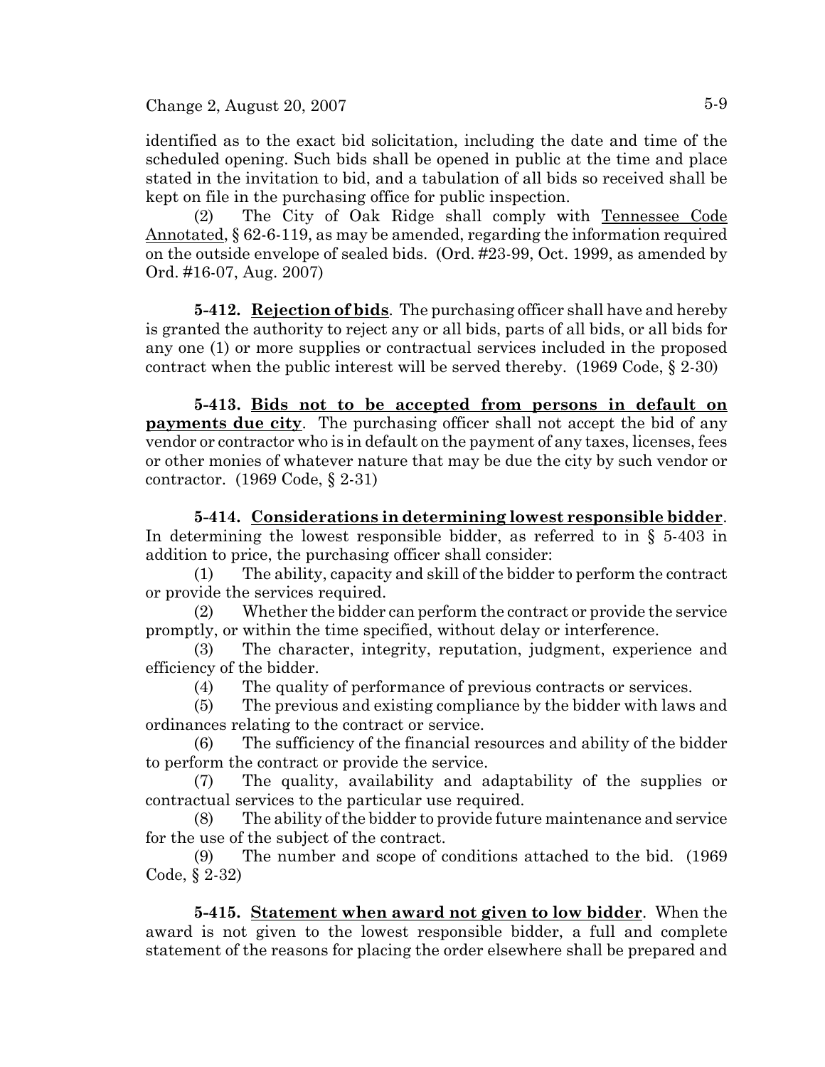identified as to the exact bid solicitation, including the date and time of the scheduled opening. Such bids shall be opened in public at the time and place stated in the invitation to bid, and a tabulation of all bids so received shall be kept on file in the purchasing office for public inspection.

(2) The City of Oak Ridge shall comply with Tennessee Code Annotated, § 62-6-119, as may be amended, regarding the information required on the outside envelope of sealed bids. (Ord. #23-99, Oct. 1999, as amended by Ord. #16-07, Aug. 2007)

**5-412. Rejection of bids**. The purchasing officer shall have and hereby is granted the authority to reject any or all bids, parts of all bids, or all bids for any one (1) or more supplies or contractual services included in the proposed contract when the public interest will be served thereby. (1969 Code, § 2-30)

**5-413. Bids not to be accepted from persons in default on payments due city**. The purchasing officer shall not accept the bid of any vendor or contractor who is in default on the payment of any taxes, licenses, fees or other monies of whatever nature that may be due the city by such vendor or contractor. (1969 Code, § 2-31)

**5-414. Considerations in determining lowest responsible bidder**. In determining the lowest responsible bidder, as referred to in § 5-403 in addition to price, the purchasing officer shall consider:

(1) The ability, capacity and skill of the bidder to perform the contract or provide the services required.

(2) Whether the bidder can perform the contract or provide the service promptly, or within the time specified, without delay or interference.

(3) The character, integrity, reputation, judgment, experience and efficiency of the bidder.

(4) The quality of performance of previous contracts or services.

(5) The previous and existing compliance by the bidder with laws and ordinances relating to the contract or service.

(6) The sufficiency of the financial resources and ability of the bidder to perform the contract or provide the service.

(7) The quality, availability and adaptability of the supplies or contractual services to the particular use required.

(8) The ability of the bidder to provide future maintenance and service for the use of the subject of the contract.

(9) The number and scope of conditions attached to the bid. (1969 Code, § 2-32)

**5-415. Statement when award not given to low bidder**. When the award is not given to the lowest responsible bidder, a full and complete statement of the reasons for placing the order elsewhere shall be prepared and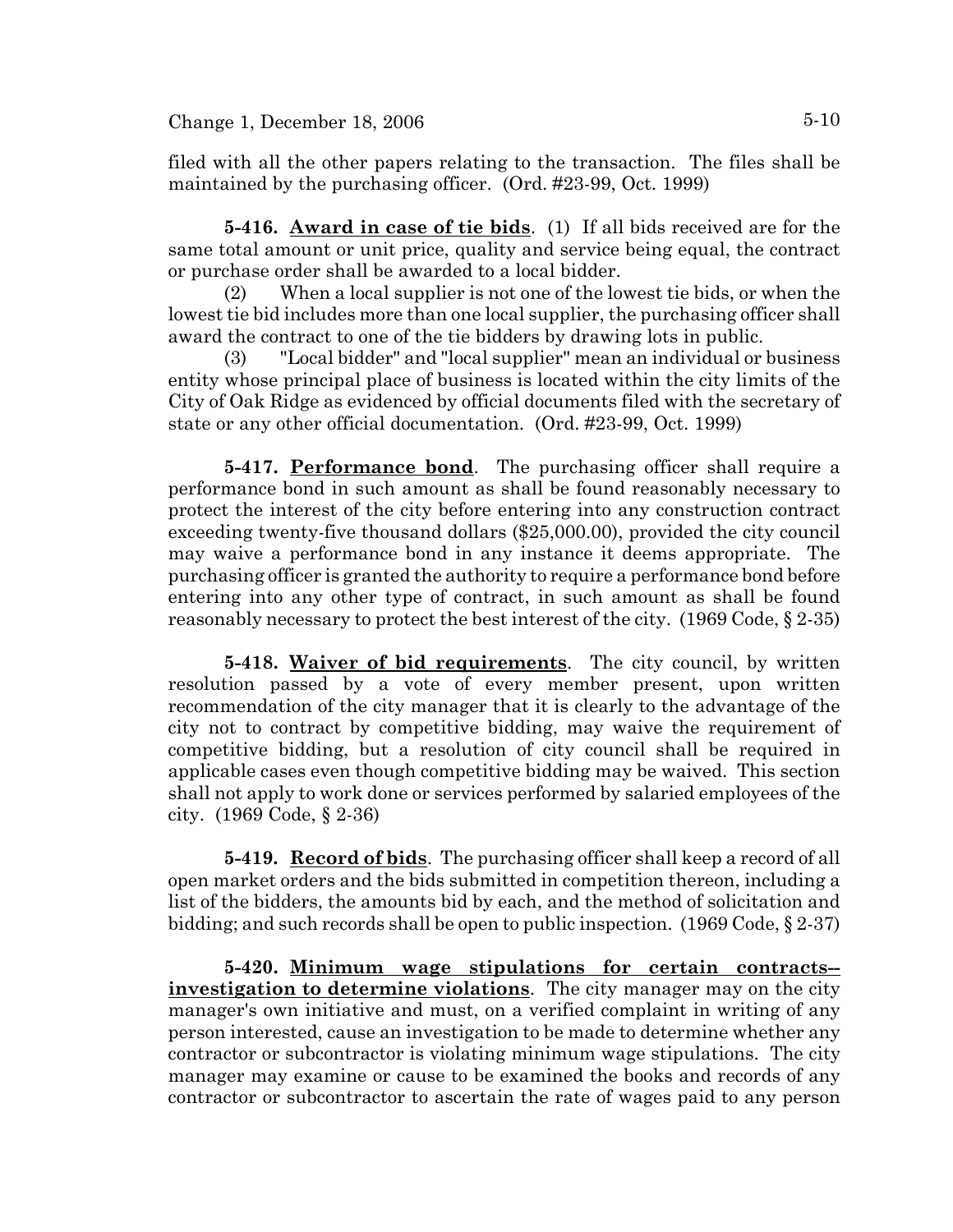filed with all the other papers relating to the transaction. The files shall be maintained by the purchasing officer. (Ord. #23-99, Oct. 1999)

**5-416. Award in case of tie bids**. (1) If all bids received are for the same total amount or unit price, quality and service being equal, the contract or purchase order shall be awarded to a local bidder.

(2) When a local supplier is not one of the lowest tie bids, or when the lowest tie bid includes more than one local supplier, the purchasing officer shall award the contract to one of the tie bidders by drawing lots in public.

(3) "Local bidder" and "local supplier" mean an individual or business entity whose principal place of business is located within the city limits of the City of Oak Ridge as evidenced by official documents filed with the secretary of state or any other official documentation. (Ord. #23-99, Oct. 1999)

**5-417. Performance bond**. The purchasing officer shall require a performance bond in such amount as shall be found reasonably necessary to protect the interest of the city before entering into any construction contract exceeding twenty-five thousand dollars ($25,000.00), provided the city council may waive a performance bond in any instance it deems appropriate. The purchasing officer is granted the authority to require a performance bond before entering into any other type of contract, in such amount as shall be found reasonably necessary to protect the best interest of the city. (1969 Code, § 2-35)

**5-418. Waiver of bid requirements**. The city council, by written resolution passed by a vote of every member present, upon written recommendation of the city manager that it is clearly to the advantage of the city not to contract by competitive bidding, may waive the requirement of competitive bidding, but a resolution of city council shall be required in applicable cases even though competitive bidding may be waived. This section shall not apply to work done or services performed by salaried employees of the city. (1969 Code, § 2-36)

**5-419. Record of bids**. The purchasing officer shall keep a record of all open market orders and the bids submitted in competition thereon, including a list of the bidders, the amounts bid by each, and the method of solicitation and bidding; and such records shall be open to public inspection. (1969 Code, § 2-37)

**5-420. Minimum wage stipulations for certain contracts--investigation to determine violations**. The city manager may on the city manager's own initiative and must, on a verified complaint in writing of any person interested, cause an investigation to be made to determine whether any contractor or subcontractor is violating minimum wage stipulations. The city manager may examine or cause to be examined the books and records of any contractor or subcontractor to ascertain the rate of wages paid to any person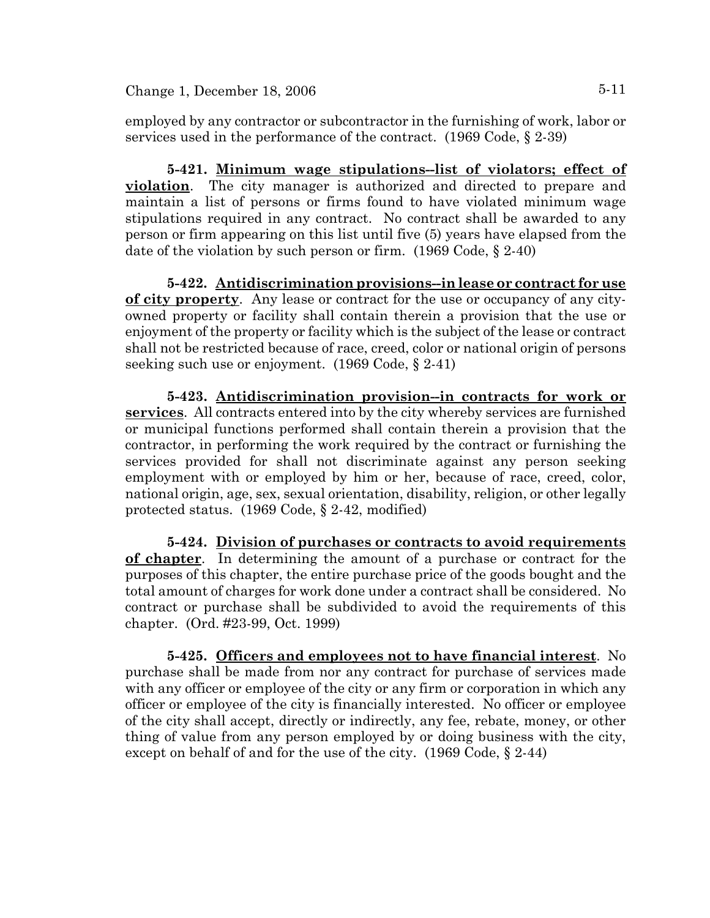employed by any contractor or subcontractor in the furnishing of work, labor or services used in the performance of the contract. (1969 Code, § 2-39)

**5-421. Minimum wage stipulations--list of violators; effect of violation**. The city manager is authorized and directed to prepare and maintain a list of persons or firms found to have violated minimum wage stipulations required in any contract. No contract shall be awarded to any person or firm appearing on this list until five (5) years have elapsed from the date of the violation by such person or firm. (1969 Code, § 2-40)

**5-422. Antidiscrimination provisions--in lease or contract for use of city property**. Any lease or contract for the use or occupancy of any city-owned property or facility shall contain therein a provision that the use or enjoyment of the property or facility which is the subject of the lease or contract shall not be restricted because of race, creed, color or national origin of persons seeking such use or enjoyment. (1969 Code, § 2-41)

**5-423. Antidiscrimination provision--in contracts for work or services**. All contracts entered into by the city whereby services are furnished or municipal functions performed shall contain therein a provision that the contractor, in performing the work required by the contract or furnishing the services provided for shall not discriminate against any person seeking employment with or employed by him or her, because of race, creed, color, national origin, age, sex, sexual orientation, disability, religion, or other legally protected status. (1969 Code, § 2-42, modified)

**5-424. Division of purchases or contracts to avoid requirements of chapter**. In determining the amount of a purchase or contract for the purposes of this chapter, the entire purchase price of the goods bought and the total amount of charges for work done under a contract shall be considered. No contract or purchase shall be subdivided to avoid the requirements of this chapter. (Ord. #23-99, Oct. 1999)

**5-425. Officers and employees not to have financial interest**. No purchase shall be made from nor any contract for purchase of services made with any officer or employee of the city or any firm or corporation in which any officer or employee of the city is financially interested. No officer or employee of the city shall accept, directly or indirectly, any fee, rebate, money, or other thing of value from any person employed by or doing business with the city, except on behalf of and for the use of the city. (1969 Code, § 2-44)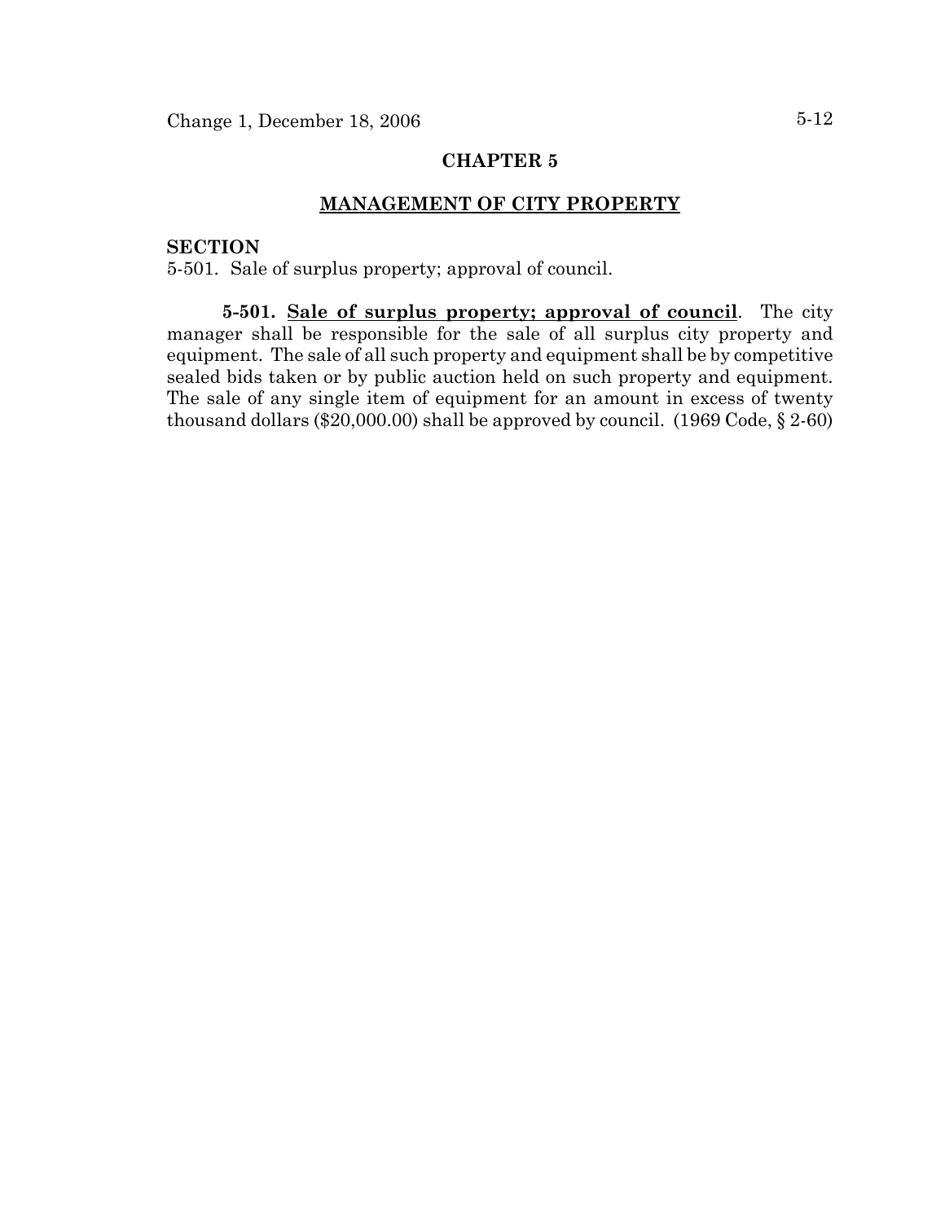# CHAPTER 5

## MANAGEMENT OF CITY PROPERTY

**SECTION**

5-501. Sale of surplus property; approval of council.

**5-501. Sale of surplus property; approval of council**. The city manager shall be responsible for the sale of all surplus city property and equipment. The sale of all such property and equipment shall be by competitive sealed bids taken or by public auction held on such property and equipment. The sale of any single item of equipment for an amount in excess of twenty thousand dollars ($20,000.00) shall be approved by council. (1969 Code, § 2-60)